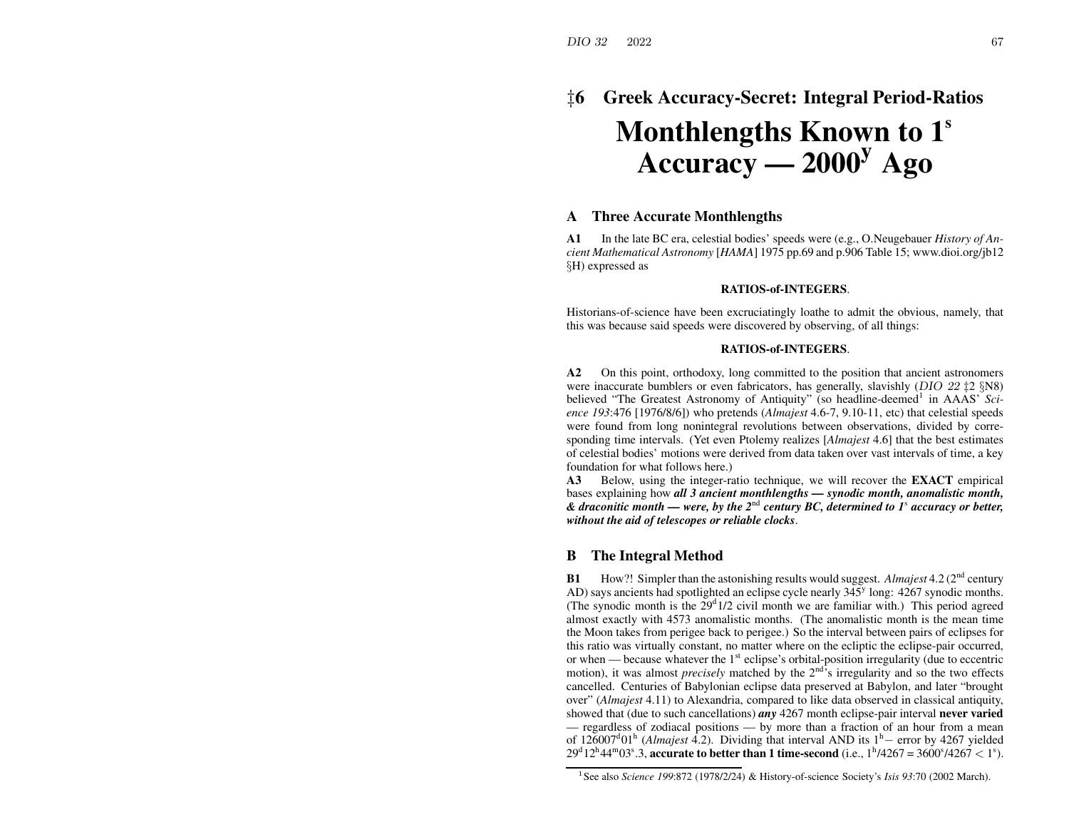# ‡6 Greek Accuracy-Secret: Integral Period-Ratios

# Monthlengths Known to $1^s$ Accuracy — $2000^y$ Ago

## A Three Accurate Monthlengths

**A1** In the late BC era, celestial bodies' speeds were (e.g., O.Neugebauer *History of Ancient Mathematical Astronomy* [*HAMA*] 1975 pp.69 and p.906 Table 15; www.dioi.org/jb12 §H) expressed as

**RATIOS-of-INTEGERS**.

Historians-of-science have been excruciatingly loathe to admit the obvious, namely, that this was because said speeds were discovered by observing, of all things:

**RATIOS-of-INTEGERS**.

**A2** On this point, orthodoxy, long committed to the position that ancient astronomers were inaccurate bumblers or even fabricators, has generally, slavishly (*DIO 22* ‡2 §N8) believed "The Greatest Astronomy of Antiquity" (so headline-deemed[1] in AAAS' *Science 193*:476 [1976/8/6]) who pretends (*Almajest* 4.6-7, 9.10-11, etc) that celestial speeds were found from long nonintegral revolutions between observations, divided by corresponding time intervals. (Yet even Ptolemy realizes [*Almajest* 4.6] that the best estimates of celestial bodies' motions were derived from data taken over vast intervals of time, a key foundation for what follows here.)

**A3** Below, using the integer-ratio technique, we will recover the **EXACT** empirical bases explaining how ***all 3 ancient monthlengths — synodic month, anomalistic month, & draconitic month — were, by the 2***nd ***century BC, determined to 1***s ***accuracy or better, without the aid of telescopes or reliable clocks***.

## B The Integral Method

**B1** How?! Simpler than the astonishing results would suggest. *Almajest* 4.2 (2nd century AD) says ancients had spotlighted an eclipse cycle nearly $345^y$ long: 4267 synodic months. (The synodic month is the $29^d1/2$ civil month we are familiar with.) This period agreed almost exactly with 4573 anomalistic months. (The anomalistic month is the mean time the Moon takes from perigee back to perigee.) So the interval between pairs of eclipses for this ratio was virtually constant, no matter where on the ecliptic the eclipse-pair occurred, or when — because whatever the 1st eclipse's orbital-position irregularity (due to eccentric motion), it was almost *precisely* matched by the 2nd's irregularity and so the two effects cancelled. Centuries of Babylonian eclipse data preserved at Babylon, and later "brought over" (*Almajest* 4.11) to Alexandria, compared to like data observed in classical antiquity, showed that (due to such cancellations) ***any*** 4267 month eclipse-pair interval **never varied** — regardless of zodiacal positions — by more than a fraction of an hour from a mean of $126007^d01^h$ (*Almajest* 4.2). Dividing that interval AND its $1^h$ – error by 4267 yielded $29^d12^h44^m03^s.3$, **accurate to better than 1 time-second** (i.e., $1^h/4267 = 3600^s/4267 < 1^s$).

[1] See also *Science 199*:872 (1978/2/24) & History-of-science Society's *Isis 93*:70 (2002 March).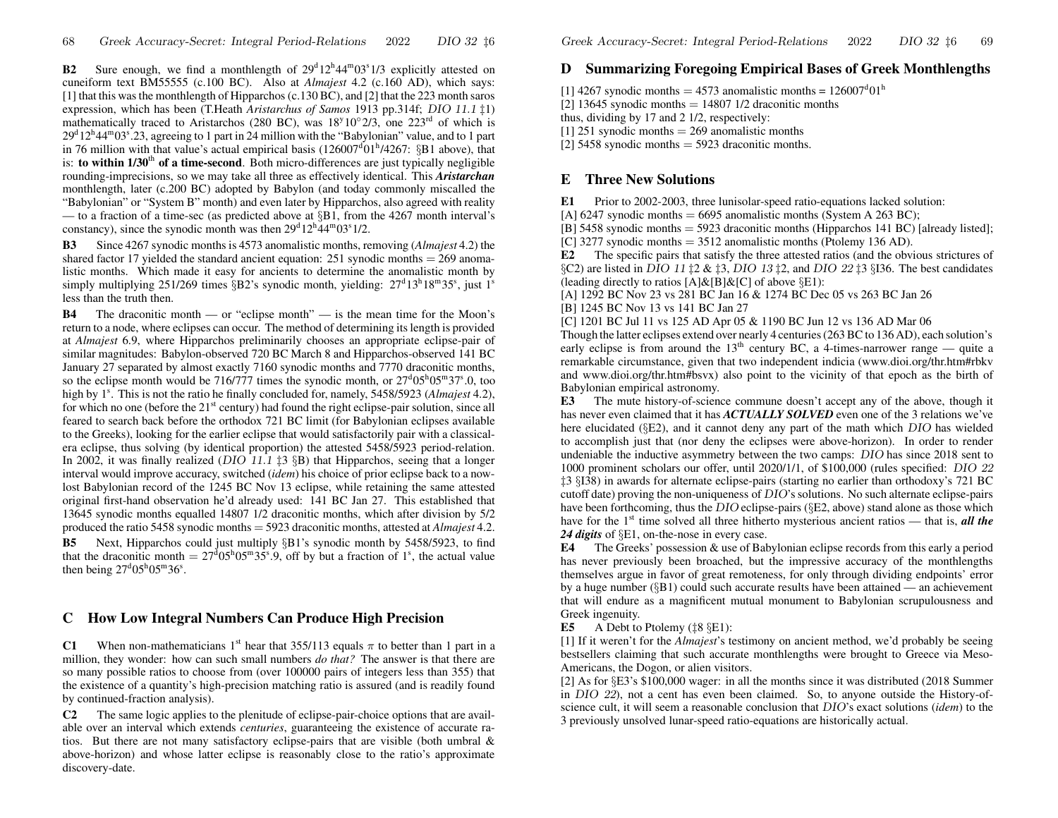**B2** Sure enough, we find a monthlength of $29^d12^h44^m03^s1/3$ explicitly attested on cuneiform text BM55555 (c.100 BC). Also at *Almajest* 4.2 (c.160 AD), which says: [1] that this was the monthlength of Hipparchos (c.130 BC), and [2] that the 223 month saros expression, which has been (T.Heath *Aristarchus of Samos* 1913 pp.314f; *DIO 11.1* ‡1) mathematically traced to Aristarchos (280 BC), was $18^y10^\circ 2/3$, one $223^{rd}$ of which is $29^d12^h44^m03^s.23$, agreeing to 1 part in 24 million with the "Babylonian" value, and to 1 part in 76 million with that value's actual empirical basis ($126007^d01^h/4267$: §B1 above), that is: **to within 1/30th of a time-second**. Both micro-differences are just typically negligible rounding-imprecisions, so we may take all three as effectively identical. This ***Aristarchan*** monthlength, later (c.200 BC) adopted by Babylon (and today commonly miscalled the "Babylonian" or "System B" month) and even later by Hipparchos, also agreed with reality — to a fraction of a time-sec (as predicted above at §B1, from the 4267 month interval's constancy), since the synodic month was then $29^d12^h44^m03^s1/2$.

**B3** Since 4267 synodic months is 4573 anomalistic months, removing (*Almajest* 4.2) the shared factor 17 yielded the standard ancient equation: 251 synodic months = 269 anomalistic months. Which made it easy for ancients to determine the anomalistic month by simply multiplying 251/269 times §B2's synodic month, yielding: $27^d13^h18^m35^s$, just $1^s$ less than the truth then.

**B4** The draconitic month — or "eclipse month" — is the mean time for the Moon's return to a node, where eclipses can occur. The method of determining its length is provided at *Almajest* 6.9, where Hipparchos preliminarily chooses an appropriate eclipse-pair of similar magnitudes: Babylon-observed 720 BC March 8 and Hipparchos-observed 141 BC January 27 separated by almost exactly 7160 synodic months and 7770 draconitic months, so the eclipse month would be 716/777 times the synodic month, or $27^d05^h05^m37^s.0$, too high by $1^s$. This is not the ratio he finally concluded for, namely, 5458/5923 (*Almajest* 4.2), for which no one (before the 21st century) had found the right eclipse-pair solution, since all feared to search back before the orthodox 721 BC limit (for Babylonian eclipses available to the Greeks), looking for the earlier eclipse that would satisfactorily pair with a classical-era eclipse, thus solving (by identical proportion) the attested 5458/5923 period-relation. In 2002, it was finally realized (*DIO 11* ‡3 §B) that Hipparchos, seeing that a longer interval would improve accuracy, switched (*idem*) his choice of prior eclipse back to a now-lost Babylonian record of the 1245 BC Nov 13 eclipse, while retaining the same attested original first-hand observation he'd already used: 141 BC Jan 27. This established that 13645 synodic months equalled 14807 1/2 draconitic months, which after division by 5/2 produced the ratio 5458 synodic months = 5923 draconitic months, attested at *Almajest* 4.2.

**B5** Next, Hipparchos could just multiply §B1's synodic month by 5458/5923, to find that the draconitic month = $27^d05^h05^m35^s.9$, off by but a fraction of $1^s$, the actual value then being $27^d05^h05^m36^s$.

## C How Low Integral Numbers Can Produce High Precision

**C1** When non-mathematicians 1st hear that 355/113 equals $\pi$ to better than 1 part in a million, they wonder: how can such small numbers *do that?* The answer is that there are so many possible ratios to choose from (over 100000 pairs of integers less than 355) that the existence of a quantity's high-precision matching ratio is assured (and is readily found by continued-fraction analysis).

**C2** The same logic applies to the plenitude of eclipse-pair-choice options that are available over an interval which extends *centuries*, guaranteeing the existence of accurate ratios. But there are not many satisfactory eclipse-pairs that are visible (both umbral & above-horizon) and whose latter eclipse is reasonably close to the ratio's approximate discovery-date.

## D Summarizing Foregoing Empirical Bases of Greek Monthlengths

[1] 4267 synodic months = 4573 anomalistic months = $126007^d01^h$
[2] 13645 synodic months = 14807 1/2 draconitic months
thus, dividing by 17 and 2 1/2, respectively:
[1] 251 synodic months = 269 anomalistic months
[2] 5458 synodic months = 5923 draconitic months.

## E Three New Solutions

**E1** Prior to 2002-2003, three lunisolar-speed ratio-equations lacked solution:
[A] 6247 synodic months = 6695 anomalistic months (System A 263 BC);
[B] 5458 synodic months = 5923 draconitic months (Hipparchos 141 BC) [already listed];
[C] 3277 synodic months = 3512 anomalistic months (Ptolemy 136 AD).

**E2** The specific pairs that satisfy the three attested ratios (and the obvious strictures of §C2) are listed in *DIO 11* ‡2 & ‡3, *DIO 13* ‡2, and *DIO 22* ‡3 §I36. The best candidates (leading directly to ratios [A]&[B]&[C] of above §E1):
[A] 1292 BC Nov 23 vs 281 BC Jan 16 & 1274 BC Dec 05 vs 263 BC Jan 26
[B] 1245 BC Nov 13 vs 141 BC Jan 27
[C] 1201 BC Jul 11 vs 125 AD Apr 05 & 1190 BC Jun 12 vs 136 AD Mar 06
Though the latter eclipses extend over nearly 4 centuries (263 BC to 136 AD), each solution's early eclipse is from around the 13th century BC, a 4-times-narrower range — quite a remarkable circumstance, given that two independent indicia (www.dioi.org/thr.htm#rbkv and www.dioi.org/thr.htm#bsvx) also point to the vicinity of that epoch as the birth of Babylonian empirical astronomy.

**E3** The mute history-of-science commune doesn't accept any of the above, though it has never even claimed that it has ***ACTUALLY SOLVED*** even one of the 3 relations we've here elucidated (§E2), and it cannot deny any part of the math which *DIO* has wielded to accomplish just that (nor deny the eclipses were above-horizon). In order to render undeniable the inductive asymmetry between the two camps: *DIO* has since 2018 sent to 1000 prominent scholars our offer, until 2020/1/1, of $100,000 (rules specified: *DIO 22* ‡3 §I38) in awards for alternate eclipse-pairs (starting no earlier than orthodoxy's 721 BC cutoff date) proving the non-uniqueness of *DIO*'s solutions. No such alternate eclipse-pairs have been forthcoming, thus the *DIO* eclipse-pairs (§E2, above) stand alone as those which have for the 1st time solved all three hitherto mysterious ancient ratios — that is, ***all the 24 digits*** of §E1, on-the-nose in every case.

**E4** The Greeks' possession & use of Babylonian eclipse records from this early a period has never previously been broached, but the impressive accuracy of the monthlengths themselves argue in favor of great remoteness, for only through dividing endpoints' error by a huge number (§B1) could such accurate results have been attained — an achievement that will endure as a magnificent mutual monument to Babylonian scrupulousness and Greek ingenuity.

**E5** A Debt to Ptolemy (‡8 §E1):
[1] If it weren't for the *Almajest*'s testimony on ancient method, we'd probably be seeing bestsellers claiming that such accurate monthlengths were brought to Greece via Meso-Americans, the Dogon, or alien visitors.
[2] As for §E3's $100,000 wager: in all the months since it was distributed (2018 Summer in *DIO 22*), not a cent has even been claimed. So, to anyone outside the History-of-science cult, it will seem a reasonable conclusion that *DIO*'s exact solutions (*idem*) to the 3 previously unsolved lunar-speed ratio-equations are historically actual.